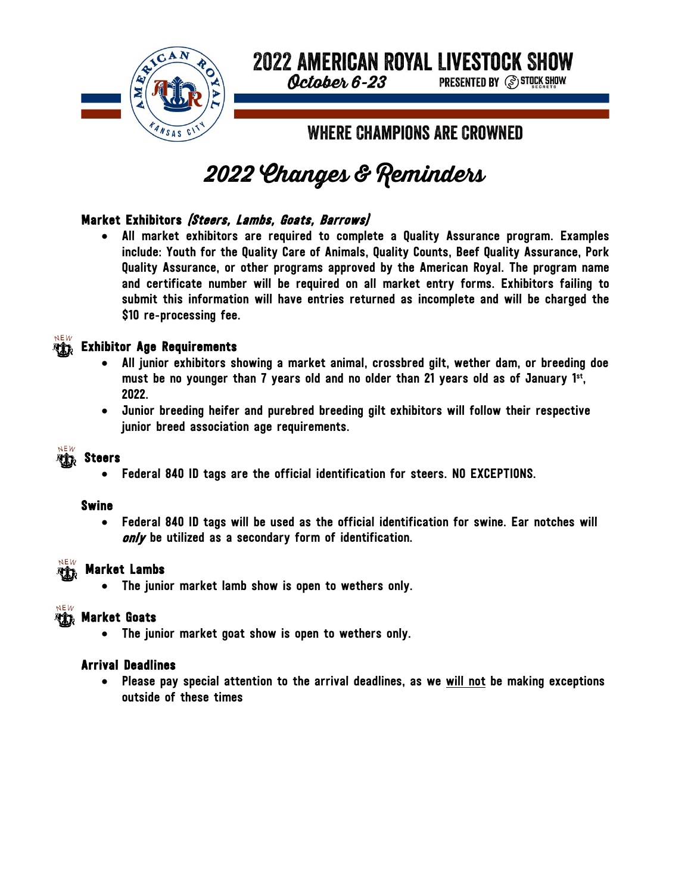# 2022 AMERICAN ROYAL LIVESTOCK SHOW

*October 6-23*

PRESENTED BY STOCK SHOW SECRETS

WHERE CHAMPIONS ARE CROWNED

## *2022 Changes & Reminders*

### Market Exhibitors *(Steers, Lambs, Goats, Barrows)*

- All market exhibitors are required to complete a Quality Assurance program. Examples include: Youth for the Quality Care of Animals, Quality Counts, Beef Quality Assurance, Pork Quality Assurance, or other programs approved by the American Royal. The program name and certificate number will be required on all market entry forms. Exhibitors failing to submit this information will have entries returned as incomplete and will be charged the $10 re-processing fee.

### NEW Exhibitor Age Requirements

- All junior exhibitors showing a market animal, crossbred gilt, wether dam, or breeding doe must be no younger than 7 years old and no older than 21 years old as of January 1st, 2022.
- Junior breeding heifer and purebred breeding gilt exhibitors will follow their respective junior breed association age requirements.

### NEW Steers

- Federal 840 ID tags are the official identification for steers. NO EXCEPTIONS.

### Swine

- Federal 840 ID tags will be used as the official identification for swine. Ear notches will ***only*** be utilized as a secondary form of identification.

### NEW Market Lambs

- The junior market lamb show is open to wethers only.

### NEW Market Goats

- The junior market goat show is open to wethers only.

### Arrival Deadlines

- Please pay special attention to the arrival deadlines, as we <u>will not</u> be making exceptions outside of these times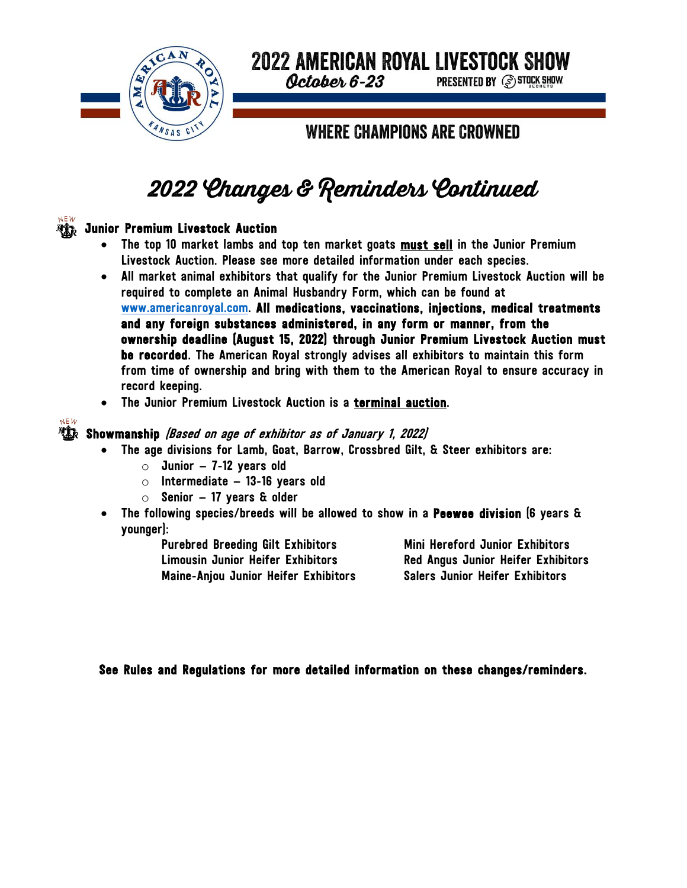# 2022 AMERICAN ROYAL LIVESTOCK SHOW

*October 6-23* PRESENTED BY STOCK SHOW SECRETS

WHERE CHAMPIONS ARE CROWNED

## *2022 Changes & Reminders Continued*

### NEW Junior Premium Livestock Auction

- The top 10 market lambs and top ten market goats **must sell** in the Junior Premium Livestock Auction. Please see more detailed information under each species.
- All market animal exhibitors that qualify for the Junior Premium Livestock Auction will be required to complete an Animal Husbandry Form, which can be found at www.americanroyal.com. **All medications, vaccinations, injections, medical treatments and any foreign substances administered, in any form or manner, from the ownership deadline (August 15, 2022) through Junior Premium Livestock Auction must be recorded**. The American Royal strongly advises all exhibitors to maintain this form from time of ownership and bring with them to the American Royal to ensure accuracy in record keeping.
- The Junior Premium Livestock Auction is a **terminal auction**.

### NEW Showmanship *(Based on age of exhibitor as of January 1, 2022)*

- The age divisions for Lamb, Goat, Barrow, Crossbred Gilt, & Steer exhibitors are:
  - Junior – 7-12 years old
  - Intermediate – 13-16 years old
  - Senior – 17 years & older
- The following species/breeds will be allowed to show in a **Peewee division** (6 years & younger):
  - Purebred Breeding Gilt Exhibitors
  - Limousin Junior Heifer Exhibitors
  - Maine-Anjou Junior Heifer Exhibitors
  - Mini Hereford Junior Exhibitors
  - Red Angus Junior Heifer Exhibitors
  - Salers Junior Heifer Exhibitors

**See Rules and Regulations for more detailed information on these changes/reminders.**